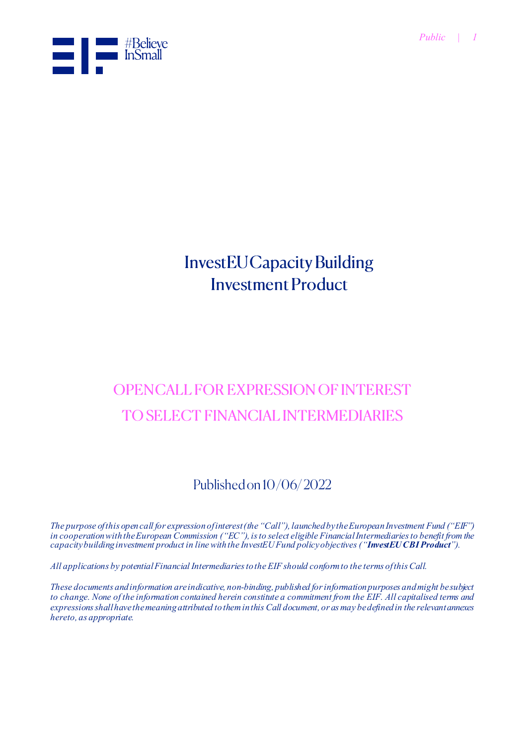# InvestEU Capacity Building Investment Product

## OPEN CALL FOR EXPRESSION OF INTEREST TO SELECT FINANCIAL INTERMEDIARIES

Published on 10/06/2022

*The purpose of this open call for expression of interest (the "Call"), launched by the European Investment Fund ("EIF") in cooperation with the European Commission ("EC"), is to select eligible Financial Intermediaries to benefit from the capacity building investment product in line with the InvestEU Fund policy objectives ("**InvestEU CBI Product**").*

*All applications by potential Financial Intermediaries to the EIF should conform to the terms of this Call.*

*These documents and information are indicative, non-binding, published for information purposes and might be subject to change. None of the information contained herein constitute a commitment from the EIF. All capitalised terms and expressions shall have the meaning attributed to them in this Call document, or as may be defined in the relevant annexes hereto, as appropriate.*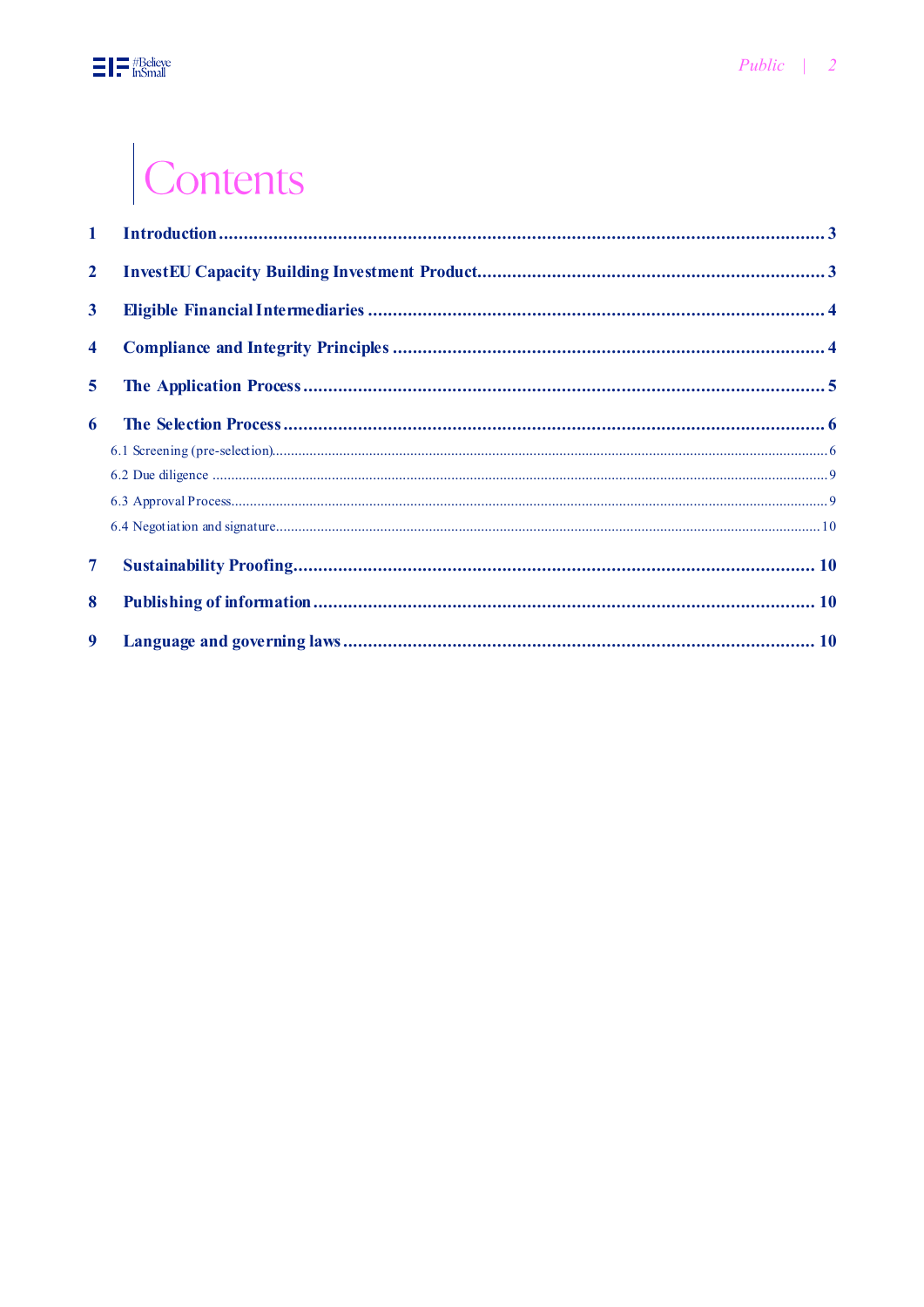# Contents

1 **Introduction** ........................................................................................................ 3

2 **InvestEU Capacity Building Investment Product** .................................................. 3

3 **Eligible Financial Intermediaries** ........................................................................... 4

4 **Compliance and Integrity Principles** ...................................................................... 4

5 **The Application Process** ........................................................................................ 5

6 **The Selection Process** ............................................................................................ 6

6.1 Screening (pre-selection) ............................................................................................ 6

6.2 Due diligence ............................................................................................................. 9

6.3 Approval Process ........................................................................................................ 9

6.4 Negotiation and signature ........................................................................................ 10

7 **Sustainability Proofing** ......................................................................................... 10

8 **Publishing of information** ..................................................................................... 10

9 **Language and governing laws** ............................................................................... 10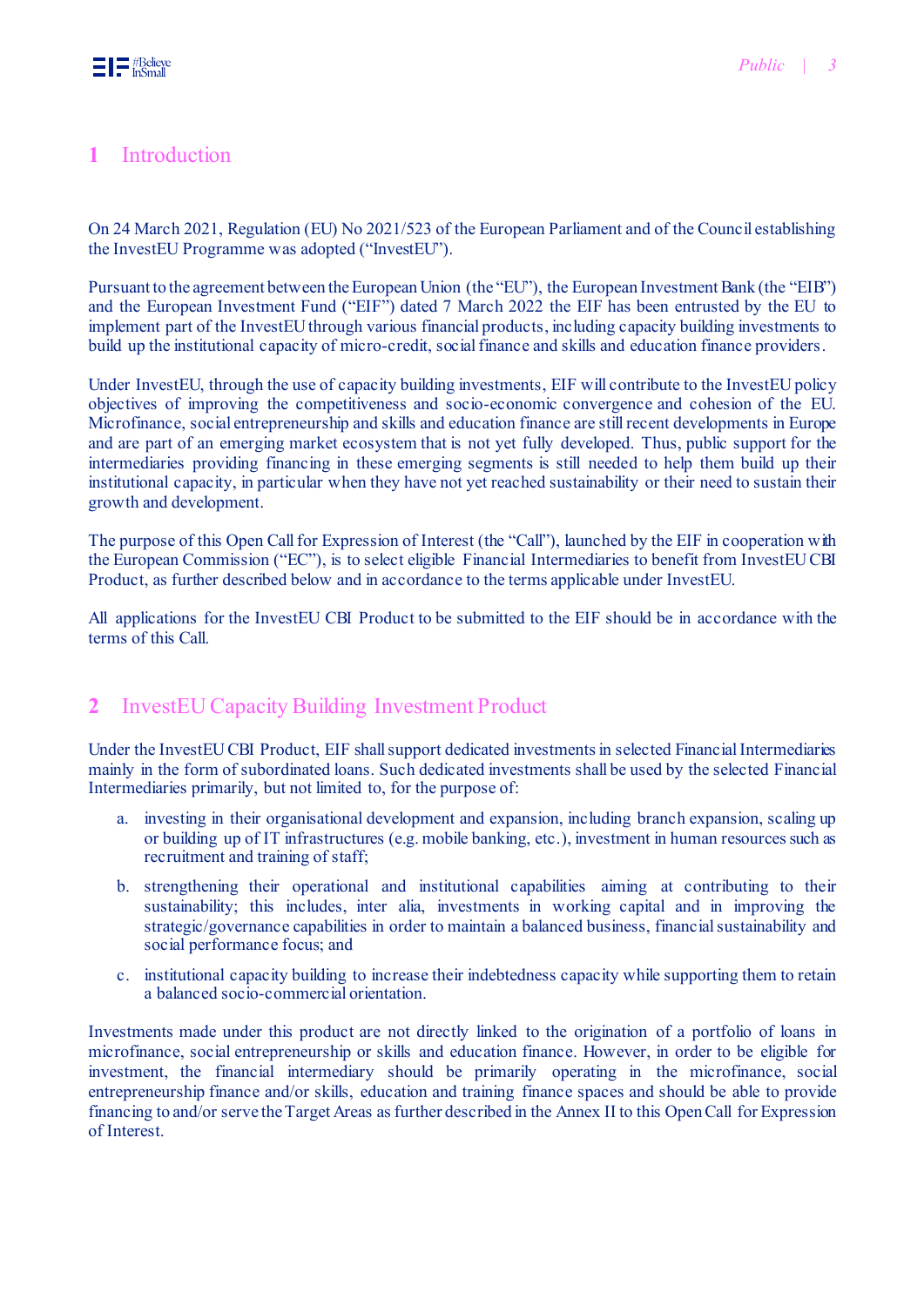# 1 Introduction

On 24 March 2021, Regulation (EU) No 2021/523 of the European Parliament and of the Council establishing the InvestEU Programme was adopted ("InvestEU").

Pursuant to the agreement between the European Union (the "EU"), the European Investment Bank (the "EIB") and the European Investment Fund ("EIF") dated 7 March 2022 the EIF has been entrusted by the EU to implement part of the InvestEU through various financial products, including capacity building investments to build up the institutional capacity of micro-credit, social finance and skills and education finance providers.

Under InvestEU, through the use of capacity building investments, EIF will contribute to the InvestEU policy objectives of improving the competitiveness and socio-economic convergence and cohesion of the EU. Microfinance, social entrepreneurship and skills and education finance are still recent developments in Europe and are part of an emerging market ecosystem that is not yet fully developed. Thus, public support for the intermediaries providing financing in these emerging segments is still needed to help them build up their institutional capacity, in particular when they have not yet reached sustainability or their need to sustain their growth and development.

The purpose of this Open Call for Expression of Interest (the "Call"), launched by the EIF in cooperation with the European Commission ("EC"), is to select eligible Financial Intermediaries to benefit from InvestEU CBI Product, as further described below and in accordance to the terms applicable under InvestEU.

All applications for the InvestEU CBI Product to be submitted to the EIF should be in accordance with the terms of this Call.

# 2 InvestEU Capacity Building Investment Product

Under the InvestEU CBI Product, EIF shall support dedicated investments in selected Financial Intermediaries mainly in the form of subordinated loans. Such dedicated investments shall be used by the selected Financial Intermediaries primarily, but not limited to, for the purpose of:

a. investing in their organisational development and expansion, including branch expansion, scaling up or building up of IT infrastructures (e.g. mobile banking, etc.), investment in human resources such as recruitment and training of staff;

b. strengthening their operational and institutional capabilities aiming at contributing to their sustainability; this includes, inter alia, investments in working capital and in improving the strategic/governance capabilities in order to maintain a balanced business, financial sustainability and social performance focus; and

c. institutional capacity building to increase their indebtedness capacity while supporting them to retain a balanced socio-commercial orientation.

Investments made under this product are not directly linked to the origination of a portfolio of loans in microfinance, social entrepreneurship or skills and education finance. However, in order to be eligible for investment, the financial intermediary should be primarily operating in the microfinance, social entrepreneurship finance and/or skills, education and training finance spaces and should be able to provide financing to and/or serve the Target Areas as further described in the Annex II to this Open Call for Expression of Interest.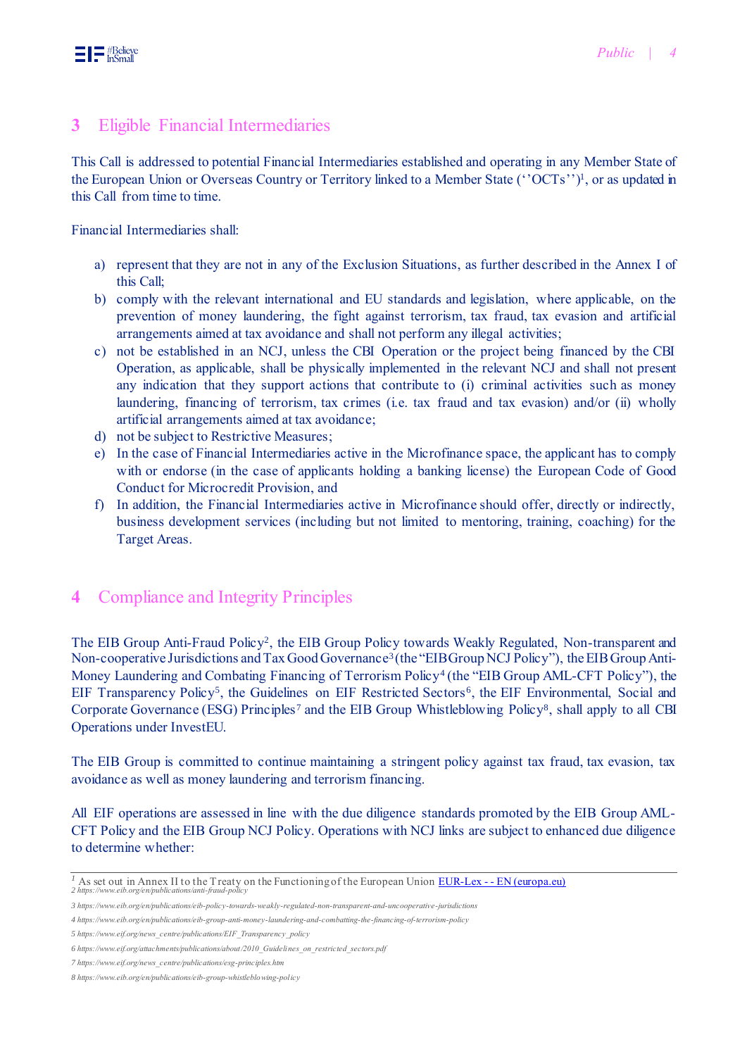## 3 Eligible Financial Intermediaries

This Call is addressed to potential Financial Intermediaries established and operating in any Member State of the European Union or Overseas Country or Territory linked to a Member State (''OCTs'')[1], or as updated in this Call from time to time.

Financial Intermediaries shall:

a) represent that they are not in any of the Exclusion Situations, as further described in the Annex I of this Call;
b) comply with the relevant international and EU standards and legislation, where applicable, on the prevention of money laundering, the fight against terrorism, tax fraud, tax evasion and artificial arrangements aimed at tax avoidance and shall not perform any illegal activities;
c) not be established in an NCJ, unless the CBI Operation or the project being financed by the CBI Operation, as applicable, shall be physically implemented in the relevant NCJ and shall not present any indication that they support actions that contribute to (i) criminal activities such as money laundering, financing of terrorism, tax crimes (i.e. tax fraud and tax evasion) and/or (ii) wholly artificial arrangements aimed at tax avoidance;
d) not be subject to Restrictive Measures;
e) In the case of Financial Intermediaries active in the Microfinance space, the applicant has to comply with or endorse (in the case of applicants holding a banking license) the European Code of Good Conduct for Microcredit Provision, and
f) In addition, the Financial Intermediaries active in Microfinance should offer, directly or indirectly, business development services (including but not limited to mentoring, training, coaching) for the Target Areas.

## 4 Compliance and Integrity Principles

The EIB Group Anti-Fraud Policy[2], the EIB Group Policy towards Weakly Regulated, Non-transparent and Non-cooperative Jurisdictions and Tax Good Governance[3] (the "EIB Group NCJ Policy"), the EIB Group Anti-Money Laundering and Combating Financing of Terrorism Policy[4] (the "EIB Group AML-CFT Policy"), the EIF Transparency Policy[5], the Guidelines on EIF Restricted Sectors[6], the EIF Environmental, Social and Corporate Governance (ESG) Principles[7] and the EIB Group Whistleblowing Policy[8], shall apply to all CBI Operations under InvestEU.

The EIB Group is committed to continue maintaining a stringent policy against tax fraud, tax evasion, tax avoidance as well as money laundering and terrorism financing.

All EIF operations are assessed in line with the due diligence standards promoted by the EIB Group AML-CFT Policy and the EIB Group NCJ Policy. Operations with NCJ links are subject to enhanced due diligence to determine whether:

---

[1] As set out in Annex II to the Treaty on the Functioning of the European Union [EUR-Lex - - EN (europa.eu)]
[2] https://www.eib.org/en/publications/anti-fraud-policy
[3] https://www.eib.org/en/publications/eib-policy-towards-weakly-regulated-non-transparent-and-uncooperative-jurisdictions
[4] https://www.eib.org/en/publications/eib-group-anti-money-laundering-and-combatting-the-financing-of-terrorism-policy
[5] https://www.eif.org/news_centre/publications/EIF_Transparency_policy
[6] https://www.eif.org/attachments/publications/about/2010_Guidelines_on_restricted_sectors.pdf
[7] https://www.eif.org/news_centre/publications/esg-principles.htm
[8] https://www.eib.org/en/publications/eib-group-whistleblowing-policy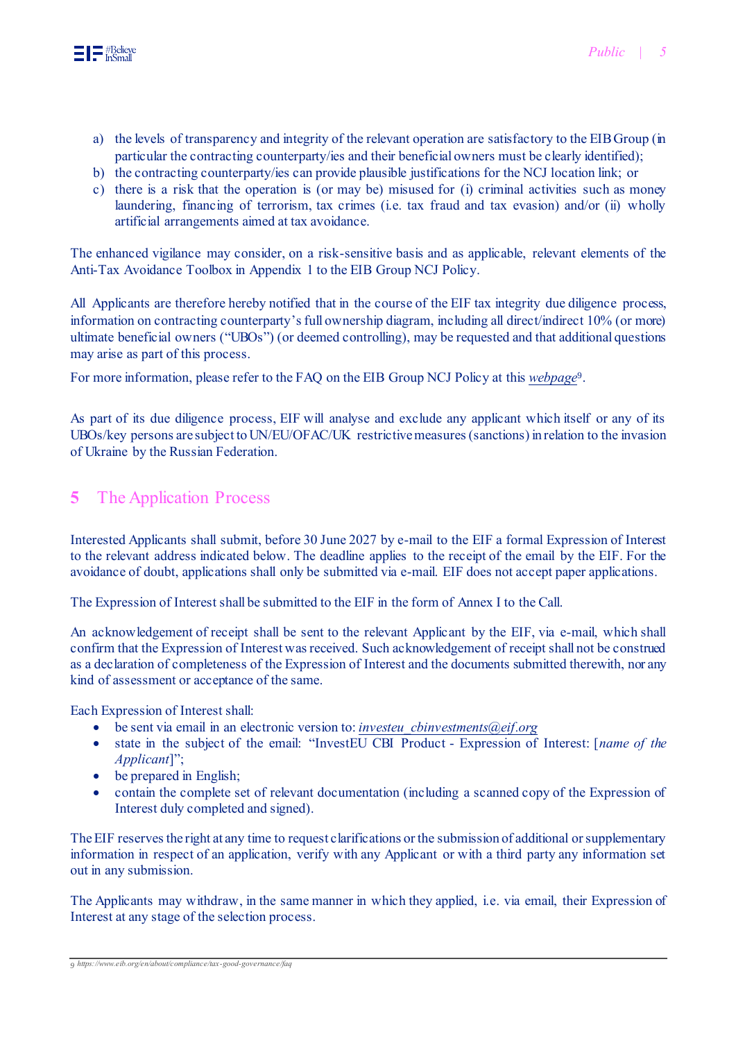a) the levels of transparency and integrity of the relevant operation are satisfactory to the EIB Group (in particular the contracting counterparty/ies and their beneficial owners must be clearly identified);
b) the contracting counterparty/ies can provide plausible justifications for the NCJ location link; or
c) there is a risk that the operation is (or may be) misused for (i) criminal activities such as money laundering, financing of terrorism, tax crimes (i.e. tax fraud and tax evasion) and/or (ii) wholly artificial arrangements aimed at tax avoidance.

The enhanced vigilance may consider, on a risk-sensitive basis and as applicable, relevant elements of the Anti-Tax Avoidance Toolbox in Appendix 1 to the EIB Group NCJ Policy.

All Applicants are therefore hereby notified that in the course of the EIF tax integrity due diligence process, information on contracting counterparty's full ownership diagram, including all direct/indirect 10% (or more) ultimate beneficial owners ("UBOs") (or deemed controlling), may be requested and that additional questions may arise as part of this process.

For more information, please refer to the FAQ on the EIB Group NCJ Policy at this *webpage*[9].

As part of its due diligence process, EIF will analyse and exclude any applicant which itself or any of its UBOs/key persons are subject to UN/EU/OFAC/UK restrictive measures (sanctions) in relation to the invasion of Ukraine by the Russian Federation.

## 5 The Application Process

Interested Applicants shall submit, before 30 June 2027 by e-mail to the EIF a formal Expression of Interest to the relevant address indicated below. The deadline applies to the receipt of the email by the EIF. For the avoidance of doubt, applications shall only be submitted via e-mail. EIF does not accept paper applications.

The Expression of Interest shall be submitted to the EIF in the form of Annex I to the Call.

An acknowledgement of receipt shall be sent to the relevant Applicant by the EIF, via e-mail, which shall confirm that the Expression of Interest was received. Such acknowledgement of receipt shall not be construed as a declaration of completeness of the Expression of Interest and the documents submitted therewith, nor any kind of assessment or acceptance of the same.

Each Expression of Interest shall:

- be sent via email in an electronic version to: *investeu_cbinvestments@eif.org*
- state in the subject of the email: "InvestEU CBI Product - Expression of Interest: [*name of the Applicant*]";
- be prepared in English;
- contain the complete set of relevant documentation (including a scanned copy of the Expression of Interest duly completed and signed).

The EIF reserves the right at any time to request clarifications or the submission of additional or supplementary information in respect of an application, verify with any Applicant or with a third party any information set out in any submission.

The Applicants may withdraw, in the same manner in which they applied, i.e. via email, their Expression of Interest at any stage of the selection process.

[9] https://www.eib.org/en/about/compliance/tax-good-governance/faq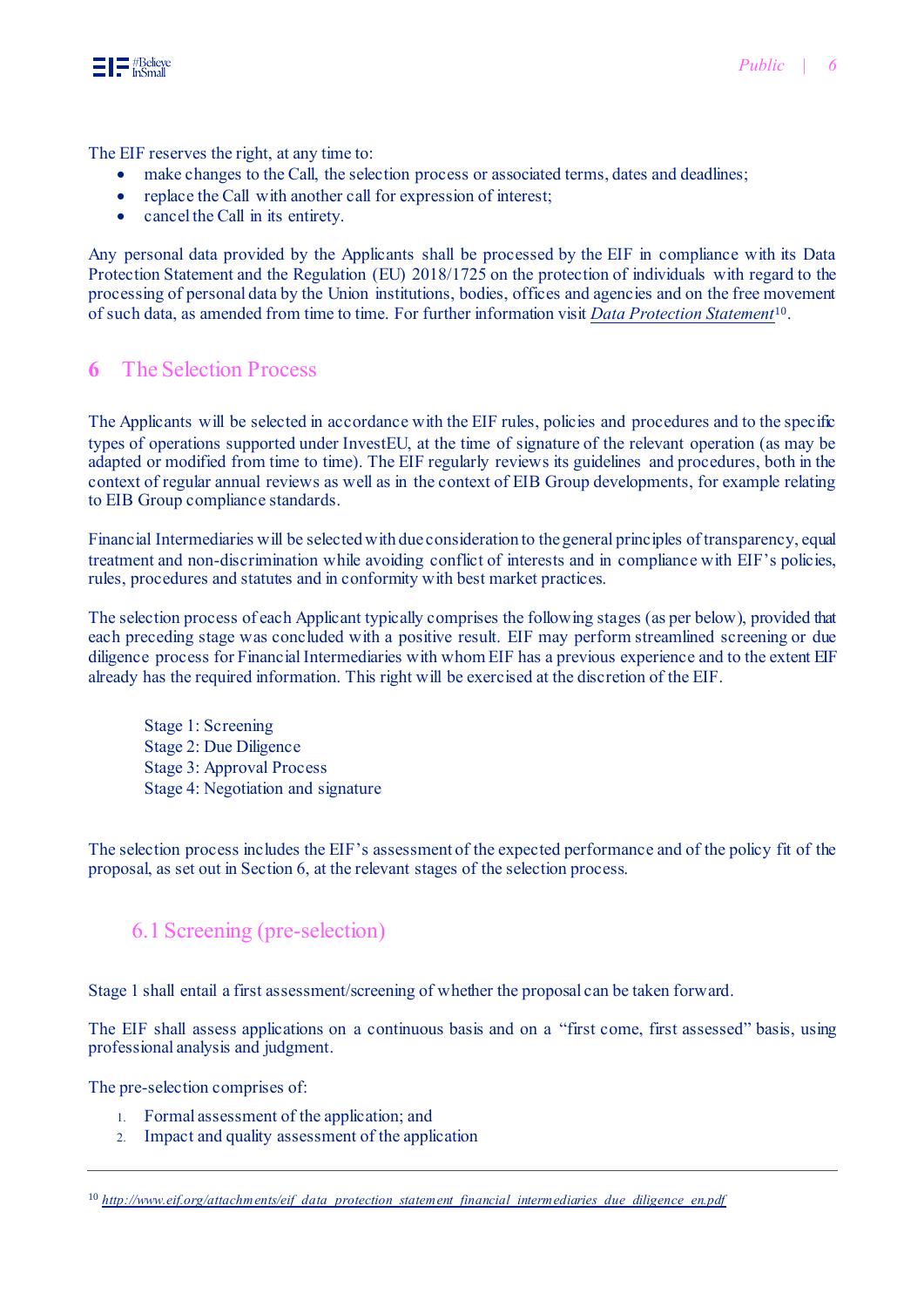The EIF reserves the right, at any time to:

- make changes to the Call, the selection process or associated terms, dates and deadlines;
- replace the Call with another call for expression of interest;
- cancel the Call in its entirety.

Any personal data provided by the Applicants shall be processed by the EIF in compliance with its Data Protection Statement and the Regulation (EU) 2018/1725 on the protection of individuals with regard to the processing of personal data by the Union institutions, bodies, offices and agencies and on the free movement of such data, as amended from time to time. For further information visit *Data Protection Statement*[10].

# 6 The Selection Process

The Applicants will be selected in accordance with the EIF rules, policies and procedures and to the specific types of operations supported under InvestEU, at the time of signature of the relevant operation (as may be adapted or modified from time to time). The EIF regularly reviews its guidelines and procedures, both in the context of regular annual reviews as well as in the context of EIB Group developments, for example relating to EIB Group compliance standards.

Financial Intermediaries will be selected with due consideration to the general principles of transparency, equal treatment and non-discrimination while avoiding conflict of interests and in compliance with EIF's policies, rules, procedures and statutes and in conformity with best market practices.

The selection process of each Applicant typically comprises the following stages (as per below), provided that each preceding stage was concluded with a positive result. EIF may perform streamlined screening or due diligence process for Financial Intermediaries with whom EIF has a previous experience and to the extent EIF already has the required information. This right will be exercised at the discretion of the EIF.

Stage 1: Screening
Stage 2: Due Diligence
Stage 3: Approval Process
Stage 4: Negotiation and signature

The selection process includes the EIF's assessment of the expected performance and of the policy fit of the proposal, as set out in Section 6, at the relevant stages of the selection process.

## 6.1 Screening (pre-selection)

Stage 1 shall entail a first assessment/screening of whether the proposal can be taken forward.

The EIF shall assess applications on a continuous basis and on a "first come, first assessed" basis, using professional analysis and judgment.

The pre-selection comprises of:

1. Formal assessment of the application; and
2. Impact and quality assessment of the application

---

[10] http://www.eif.org/attachments/eif_data_protection_statement_financial_intermediaries_due_diligence_en.pdf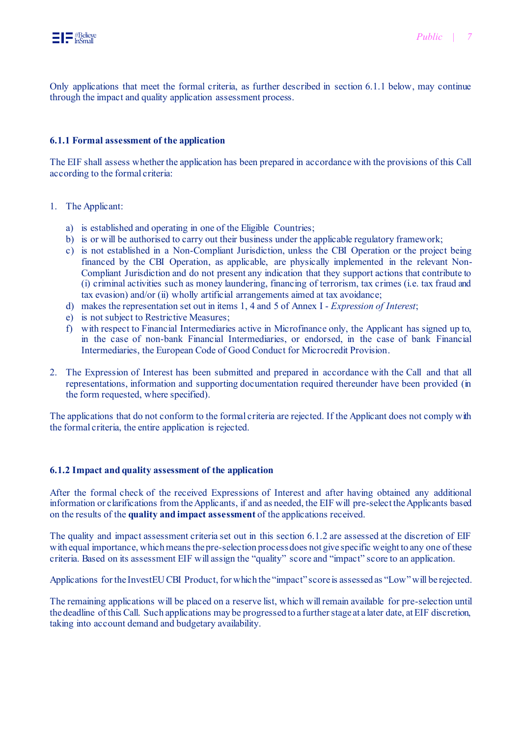Only applications that meet the formal criteria, as further described in section 6.1.1 below, may continue through the impact and quality application assessment process.

### 6.1.1 Formal assessment of the application

The EIF shall assess whether the application has been prepared in accordance with the provisions of this Call according to the formal criteria:

1. The Applicant:

   a) is established and operating in one of the Eligible Countries;
   b) is or will be authorised to carry out their business under the applicable regulatory framework;
   c) is not established in a Non-Compliant Jurisdiction, unless the CBI Operation or the project being financed by the CBI Operation, as applicable, are physically implemented in the relevant Non-Compliant Jurisdiction and do not present any indication that they support actions that contribute to (i) criminal activities such as money laundering, financing of terrorism, tax crimes (i.e. tax fraud and tax evasion) and/or (ii) wholly artificial arrangements aimed at tax avoidance;
   d) makes the representation set out in items 1, 4 and 5 of Annex I - *Expression of Interest*;
   e) is not subject to Restrictive Measures;
   f) with respect to Financial Intermediaries active in Microfinance only, the Applicant has signed up to, in the case of non-bank Financial Intermediaries, or endorsed, in the case of bank Financial Intermediaries, the European Code of Good Conduct for Microcredit Provision.

2. The Expression of Interest has been submitted and prepared in accordance with the Call and that all representations, information and supporting documentation required thereunder have been provided (in the form requested, where specified).

The applications that do not conform to the formal criteria are rejected. If the Applicant does not comply with the formal criteria, the entire application is rejected.

### 6.1.2 Impact and quality assessment of the application

After the formal check of the received Expressions of Interest and after having obtained any additional information or clarifications from the Applicants, if and as needed, the EIF will pre-select the Applicants based on the results of the **quality and impact assessment** of the applications received.

The quality and impact assessment criteria set out in this section 6.1.2 are assessed at the discretion of EIF with equal importance, which means the pre-selection process does not give specific weight to any one of these criteria. Based on its assessment EIF will assign the “quality” score and “impact” score to an application.

Applications for the InvestEU CBI Product, for which the “impact” score is assessed as “Low” will be rejected.

The remaining applications will be placed on a reserve list, which will remain available for pre-selection until the deadline of this Call. Such applications may be progressed to a further stage at a later date, at EIF discretion, taking into account demand and budgetary availability.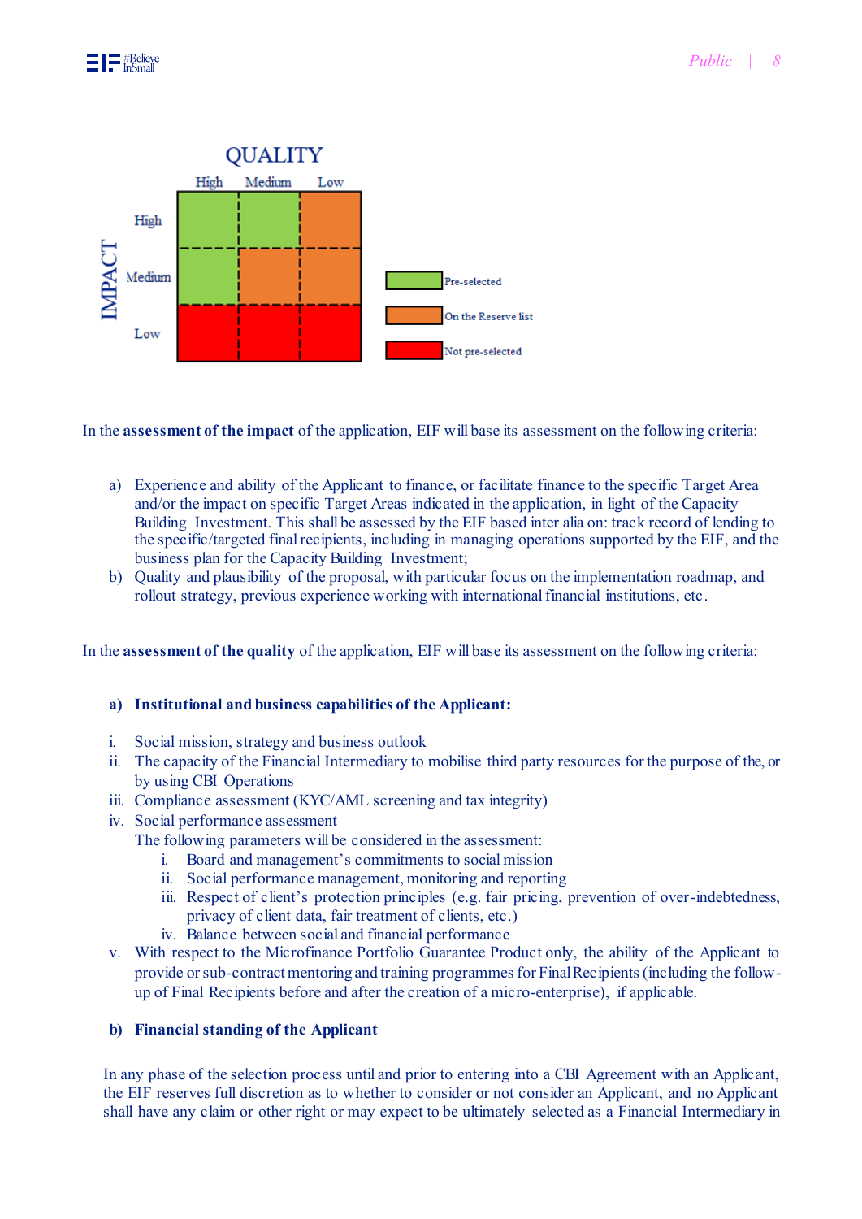**QUALITY** (columns) / **IMPACT** (rows)

| IMPACT \ QUALITY | High | Medium | Low |
|---|---|---|---|
| High | Pre-selected | Pre-selected | On the Reserve list |
| Medium | Pre-selected | On the Reserve list | On the Reserve list |
| Low | Not pre-selected | Not pre-selected | Not pre-selected |

Legend: Pre-selected; On the Reserve list; Not pre-selected

In the **assessment of the impact** of the application, EIF will base its assessment on the following criteria:

a) Experience and ability of the Applicant to finance, or facilitate finance to the specific Target Area and/or the impact on specific Target Areas indicated in the application, in light of the Capacity Building Investment. This shall be assessed by the EIF based inter alia on: track record of lending to the specific/targeted final recipients, including in managing operations supported by the EIF, and the business plan for the Capacity Building Investment;
b) Quality and plausibility of the proposal, with particular focus on the implementation roadmap, and rollout strategy, previous experience working with international financial institutions, etc.

In the **assessment of the quality** of the application, EIF will base its assessment on the following criteria:

**a) Institutional and business capabilities of the Applicant:**

i. Social mission, strategy and business outlook
ii. The capacity of the Financial Intermediary to mobilise third party resources for the purpose of the, or by using CBI Operations
iii. Compliance assessment (KYC/AML screening and tax integrity)
iv. Social performance assessment
   The following parameters will be considered in the assessment:
   i. Board and management's commitments to social mission
   ii. Social performance management, monitoring and reporting
   iii. Respect of client's protection principles (e.g. fair pricing, prevention of over-indebtedness, privacy of client data, fair treatment of clients, etc.)
   iv. Balance between social and financial performance
v. With respect to the Microfinance Portfolio Guarantee Product only, the ability of the Applicant to provide or sub-contract mentoring and training programmes for Final Recipients (including the follow-up of Final Recipients before and after the creation of a micro-enterprise), if applicable.

**b) Financial standing of the Applicant**

In any phase of the selection process until and prior to entering into a CBI Agreement with an Applicant, the EIF reserves full discretion as to whether to consider or not consider an Applicant, and no Applicant shall have any claim or other right or may expect to be ultimately selected as a Financial Intermediary in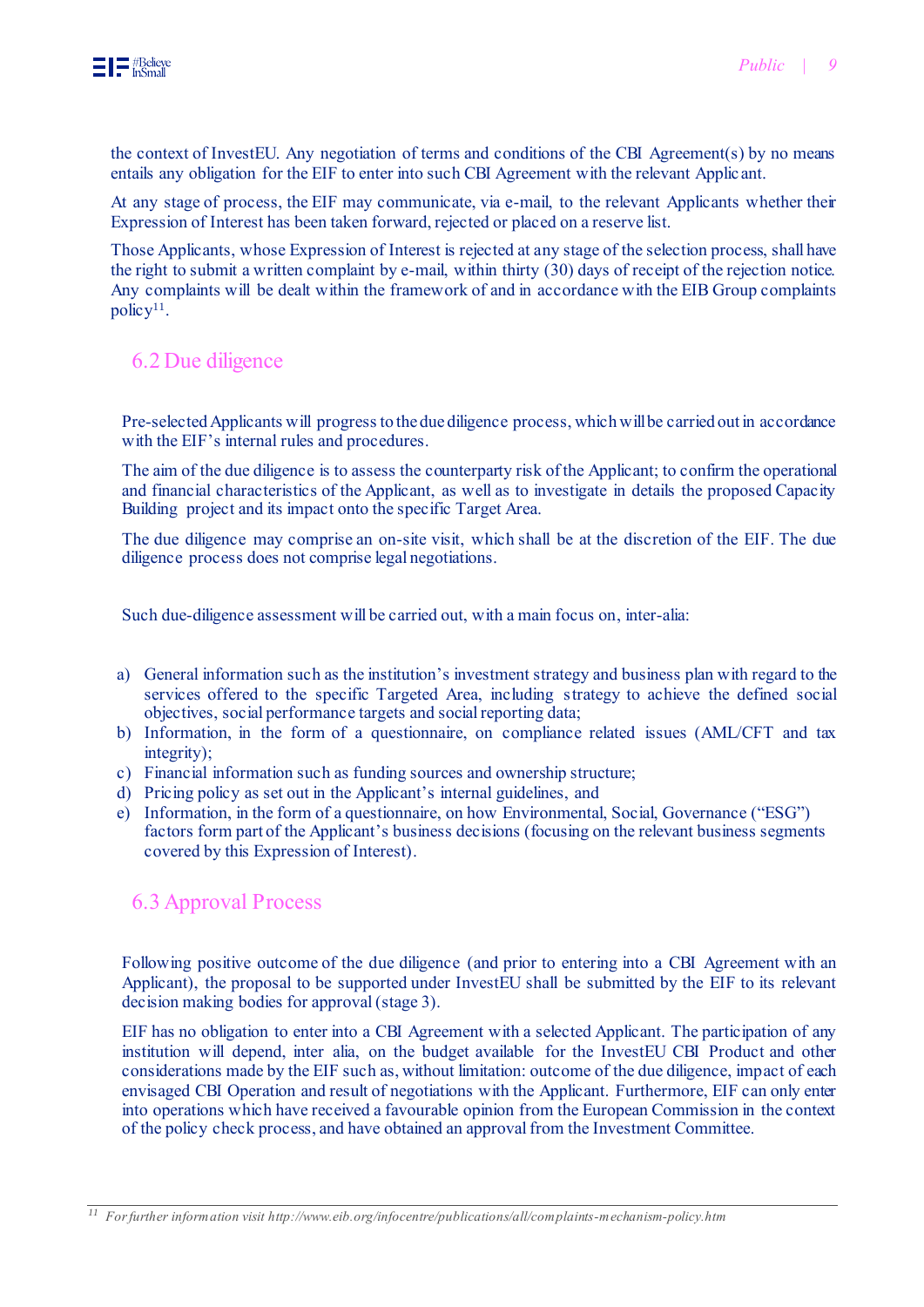the context of InvestEU. Any negotiation of terms and conditions of the CBI Agreement(s) by no means entails any obligation for the EIF to enter into such CBI Agreement with the relevant Applicant.

At any stage of process, the EIF may communicate, via e-mail, to the relevant Applicants whether their Expression of Interest has been taken forward, rejected or placed on a reserve list.

Those Applicants, whose Expression of Interest is rejected at any stage of the selection process, shall have the right to submit a written complaint by e-mail, within thirty (30) days of receipt of the rejection notice. Any complaints will be dealt within the framework of and in accordance with the EIB Group complaints policy[11].

## 6.2 Due diligence

Pre-selected Applicants will progress to the due diligence process, which will be carried out in accordance with the EIF's internal rules and procedures.

The aim of the due diligence is to assess the counterparty risk of the Applicant; to confirm the operational and financial characteristics of the Applicant, as well as to investigate in details the proposed Capacity Building project and its impact onto the specific Target Area.

The due diligence may comprise an on-site visit, which shall be at the discretion of the EIF. The due diligence process does not comprise legal negotiations.

Such due-diligence assessment will be carried out, with a main focus on, inter-alia:

a) General information such as the institution's investment strategy and business plan with regard to the services offered to the specific Targeted Area, including strategy to achieve the defined social objectives, social performance targets and social reporting data;
b) Information, in the form of a questionnaire, on compliance related issues (AML/CFT and tax integrity);
c) Financial information such as funding sources and ownership structure;
d) Pricing policy as set out in the Applicant's internal guidelines, and
e) Information, in the form of a questionnaire, on how Environmental, Social, Governance ("ESG") factors form part of the Applicant's business decisions (focusing on the relevant business segments covered by this Expression of Interest).

## 6.3 Approval Process

Following positive outcome of the due diligence (and prior to entering into a CBI Agreement with an Applicant), the proposal to be supported under InvestEU shall be submitted by the EIF to its relevant decision making bodies for approval (stage 3).

EIF has no obligation to enter into a CBI Agreement with a selected Applicant. The participation of any institution will depend, inter alia, on the budget available for the InvestEU CBI Product and other considerations made by the EIF such as, without limitation: outcome of the due diligence, impact of each envisaged CBI Operation and result of negotiations with the Applicant. Furthermore, EIF can only enter into operations which have received a favourable opinion from the European Commission in the context of the policy check process, and have obtained an approval from the Investment Committee.

---

[11] *For further information visit http://www.eib.org/infocentre/publications/all/complaints-mechanism-policy.htm*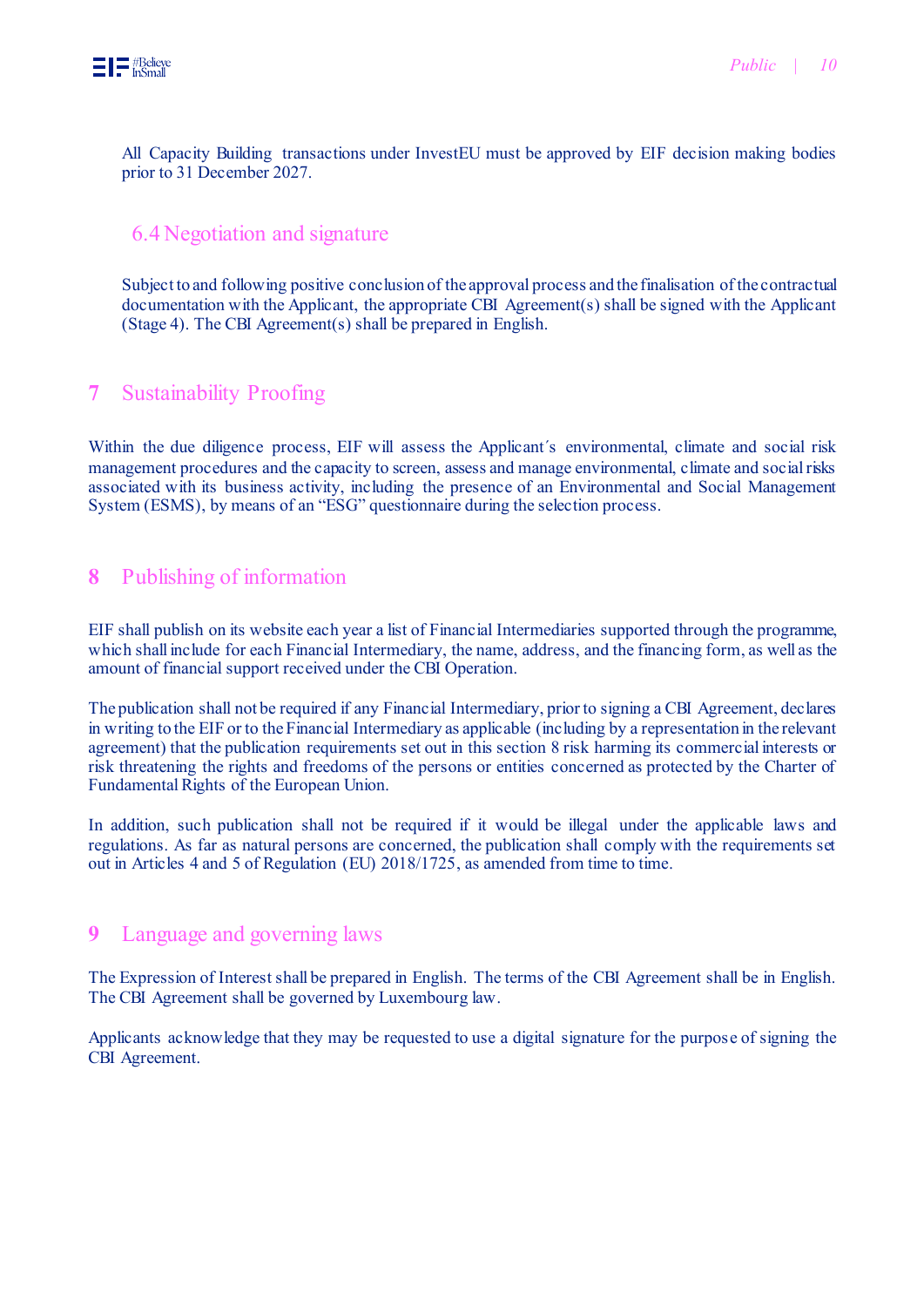All Capacity Building transactions under InvestEU must be approved by EIF decision making bodies prior to 31 December 2027.

### 6.4 Negotiation and signature

Subject to and following positive conclusion of the approval process and the finalisation of the contractual documentation with the Applicant, the appropriate CBI Agreement(s) shall be signed with the Applicant (Stage 4). The CBI Agreement(s) shall be prepared in English.

## 7 Sustainability Proofing

Within the due diligence process, EIF will assess the Applicant´s environmental, climate and social risk management procedures and the capacity to screen, assess and manage environmental, climate and social risks associated with its business activity, including the presence of an Environmental and Social Management System (ESMS), by means of an "ESG" questionnaire during the selection process.

## 8 Publishing of information

EIF shall publish on its website each year a list of Financial Intermediaries supported through the programme, which shall include for each Financial Intermediary, the name, address, and the financing form, as well as the amount of financial support received under the CBI Operation.

The publication shall not be required if any Financial Intermediary, prior to signing a CBI Agreement, declares in writing to the EIF or to the Financial Intermediary as applicable (including by a representation in the relevant agreement) that the publication requirements set out in this section 8 risk harming its commercial interests or risk threatening the rights and freedoms of the persons or entities concerned as protected by the Charter of Fundamental Rights of the European Union.

In addition, such publication shall not be required if it would be illegal under the applicable laws and regulations. As far as natural persons are concerned, the publication shall comply with the requirements set out in Articles 4 and 5 of Regulation (EU) 2018/1725, as amended from time to time.

## 9 Language and governing laws

The Expression of Interest shall be prepared in English. The terms of the CBI Agreement shall be in English. The CBI Agreement shall be governed by Luxembourg law.

Applicants acknowledge that they may be requested to use a digital signature for the purpose of signing the CBI Agreement.